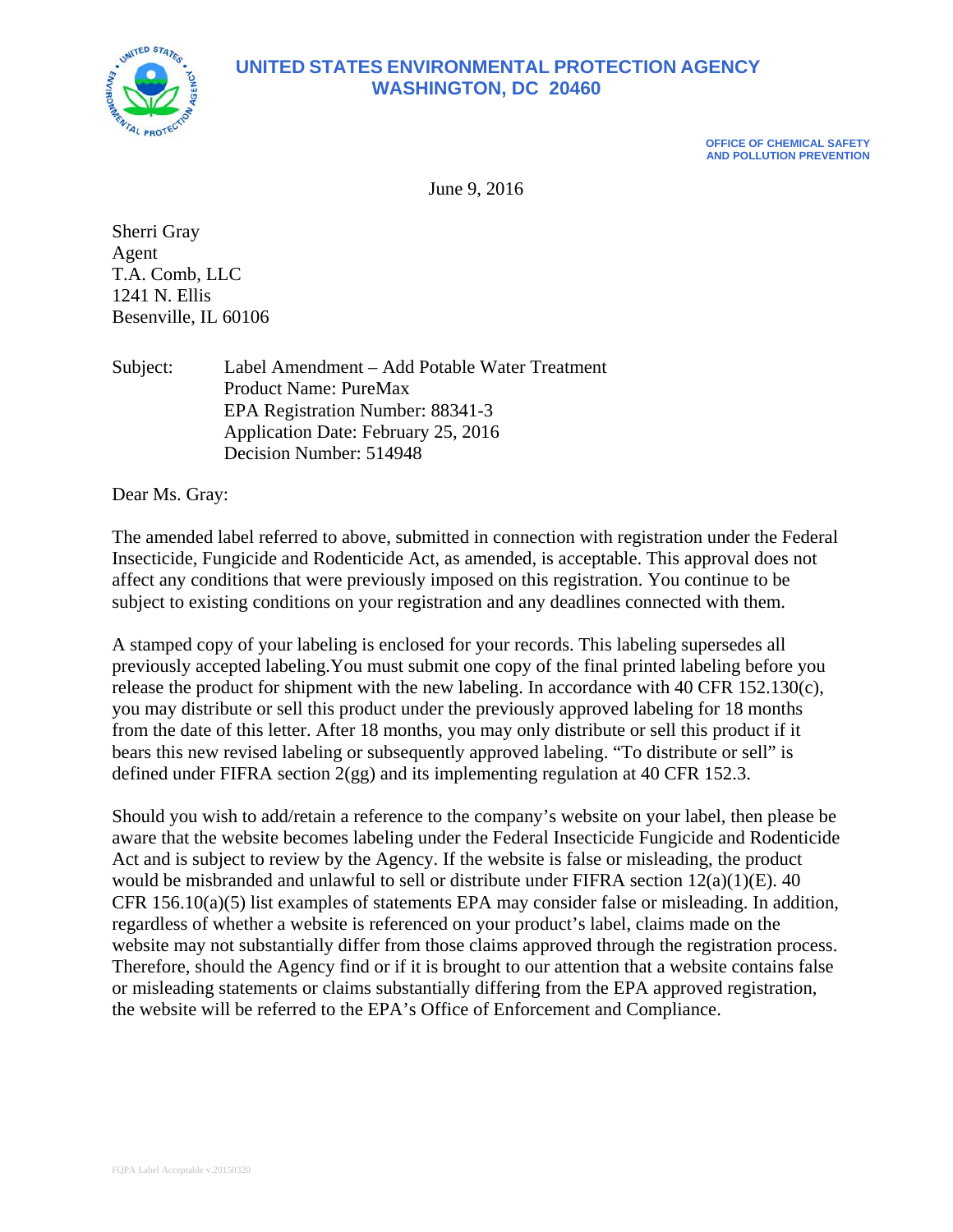# UNITED STATES ENVIRONMENTAL PROTECTION AGENCY
## WASHINGTON, DC 20460

**OFFICE OF CHEMICAL SAFETY AND POLLUTION PREVENTION**

June 9, 2016

Sherri Gray
Agent
T.A. Comb, LLC
1241 N. Ellis
Besenville, IL 60106

Subject: Label Amendment – Add Potable Water Treatment
Product Name: PureMax
EPA Registration Number: 88341-3
Application Date: February 25, 2016
Decision Number: 514948

Dear Ms. Gray:

The amended label referred to above, submitted in connection with registration under the Federal Insecticide, Fungicide and Rodenticide Act, as amended, is acceptable. This approval does not affect any conditions that were previously imposed on this registration. You continue to be subject to existing conditions on your registration and any deadlines connected with them.

A stamped copy of your labeling is enclosed for your records. This labeling supersedes all previously accepted labeling.You must submit one copy of the final printed labeling before you release the product for shipment with the new labeling. In accordance with 40 CFR 152.130(c), you may distribute or sell this product under the previously approved labeling for 18 months from the date of this letter. After 18 months, you may only distribute or sell this product if it bears this new revised labeling or subsequently approved labeling. "To distribute or sell" is defined under FIFRA section 2(gg) and its implementing regulation at 40 CFR 152.3.

Should you wish to add/retain a reference to the company's website on your label, then please be aware that the website becomes labeling under the Federal Insecticide Fungicide and Rodenticide Act and is subject to review by the Agency. If the website is false or misleading, the product would be misbranded and unlawful to sell or distribute under FIFRA section 12(a)(1)(E). 40 CFR 156.10(a)(5) list examples of statements EPA may consider false or misleading. In addition, regardless of whether a website is referenced on your product's label, claims made on the website may not substantially differ from those claims approved through the registration process. Therefore, should the Agency find or if it is brought to our attention that a website contains false or misleading statements or claims substantially differing from the EPA approved registration, the website will be referred to the EPA's Office of Enforcement and Compliance.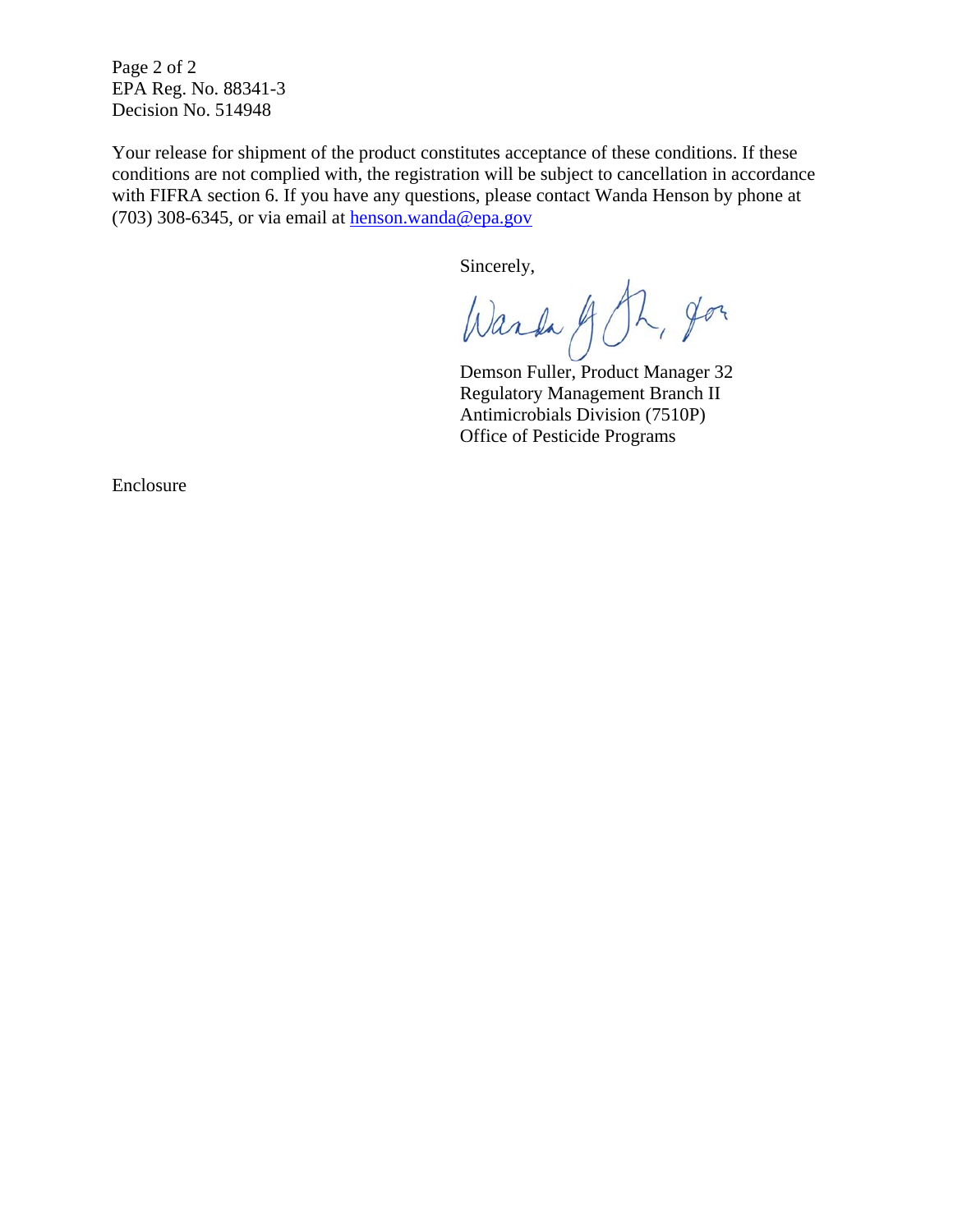EPA Reg. No. 88341-3
Decision No. 514948

Your release for shipment of the product constitutes acceptance of these conditions. If these conditions are not complied with, the registration will be subject to cancellation in accordance with FIFRA section 6. If you have any questions, please contact Wanda Henson by phone at (703) 308-6345, or via email at henson.wanda@epa.gov

Sincerely,

Demson Fuller, Product Manager 32
Regulatory Management Branch II
Antimicrobials Division (7510P)
Office of Pesticide Programs

Enclosure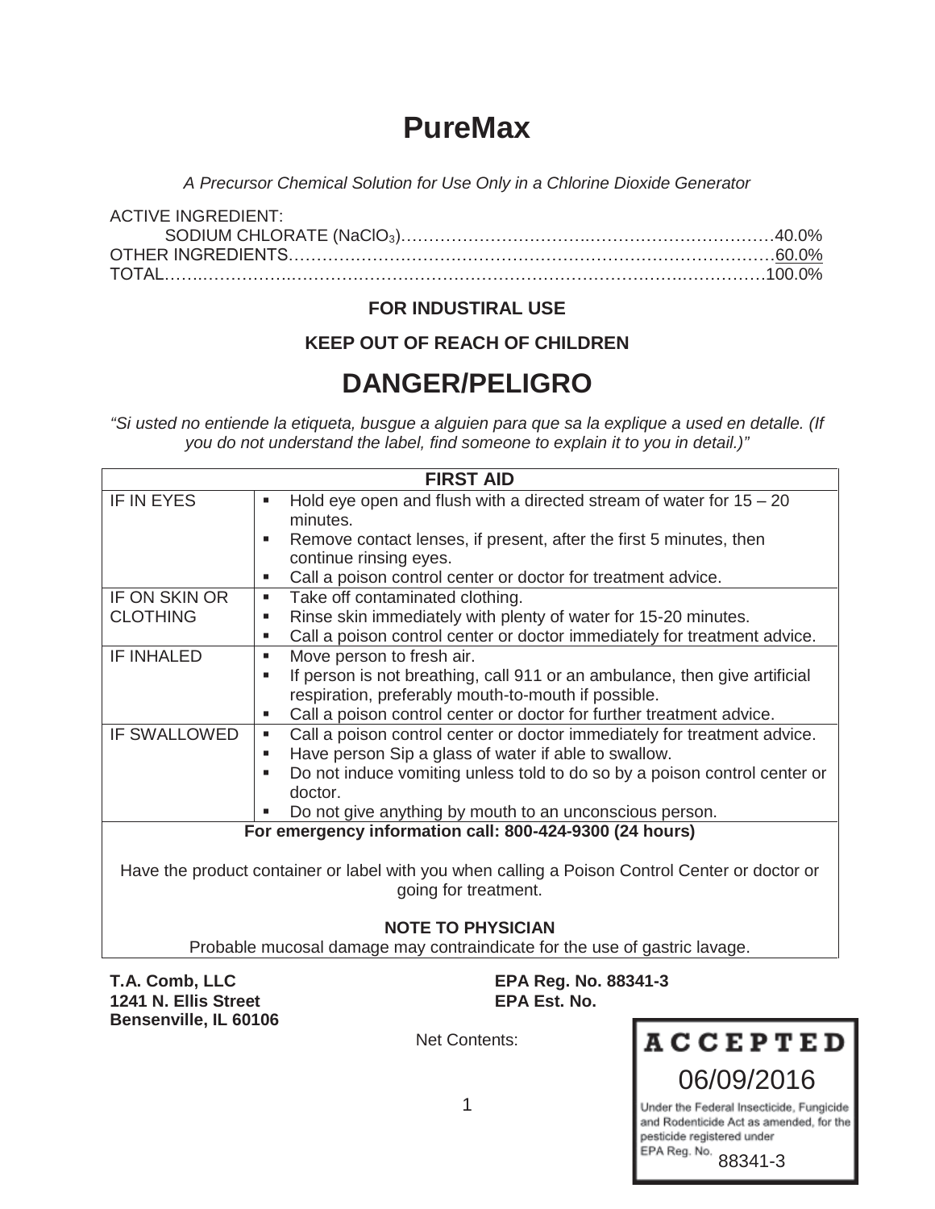# PureMax

*A Precursor Chemical Solution for Use Only in a Chlorine Dioxide Generator*

ACTIVE INGREDIENT:
SODIUM CHLORATE ($NaClO_3$)……………………………………………………………40.0%
OTHER INGREDIENTS……………………………………………………………………………60.0%
TOTAL…………………………………………………………………………………………………100.0%

**FOR INDUSTIRAL USE**

**KEEP OUT OF REACH OF CHILDREN**

## DANGER/PELIGRO

*"Si usted no entiende la etiqueta, busgue a alguien para que sa la explique a used en detalle. (If you do not understand the label, find someone to explain it to you in detail.)"*

| FIRST AID | |
|---|---|
| IF IN EYES | ▪ Hold eye open and flush with a directed stream of water for 15 – 20 minutes.<br>▪ Remove contact lenses, if present, after the first 5 minutes, then continue rinsing eyes.<br>▪ Call a poison control center or doctor for treatment advice. |
| IF ON SKIN OR CLOTHING | ▪ Take off contaminated clothing.<br>▪ Rinse skin immediately with plenty of water for 15-20 minutes.<br>▪ Call a poison control center or doctor immediately for treatment advice. |
| IF INHALED | ▪ Move person to fresh air.<br>▪ If person is not breathing, call 911 or an ambulance, then give artificial respiration, preferably mouth-to-mouth if possible.<br>▪ Call a poison control center or doctor for further treatment advice. |
| IF SWALLOWED | ▪ Call a poison control center or doctor immediately for treatment advice.<br>▪ Have person Sip a glass of water if able to swallow.<br>▪ Do not induce vomiting unless told to do so by a poison control center or doctor.<br>▪ Do not give anything by mouth to an unconscious person. |

**For emergency information call: 800-424-9300 (24 hours)**

Have the product container or label with you when calling a Poison Control Center or doctor or going for treatment.

**NOTE TO PHYSICIAN**

Probable mucosal damage may contraindicate for the use of gastric lavage.

**T.A. Comb, LLC**
**1241 N. Ellis Street**
**Bensenville, IL 60106**

**EPA Reg. No. 88341-3**
**EPA Est. No.**

Net Contents:

ACCEPTED
06/09/2016
Under the Federal Insecticide, Fungicide and Rodenticide Act as amended, for the pesticide registered under EPA Reg. No. 88341-3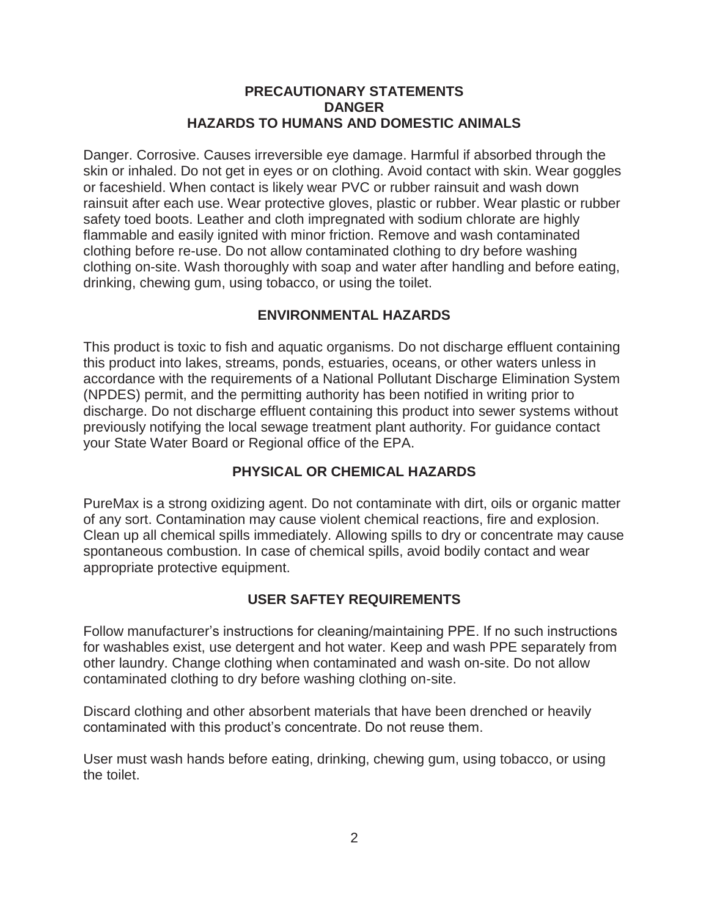## PRECAUTIONARY STATEMENTS
## DANGER
## HAZARDS TO HUMANS AND DOMESTIC ANIMALS

Danger. Corrosive. Causes irreversible eye damage. Harmful if absorbed through the skin or inhaled. Do not get in eyes or on clothing. Avoid contact with skin. Wear goggles or faceshield. When contact is likely wear PVC or rubber rainsuit and wash down rainsuit after each use. Wear protective gloves, plastic or rubber. Wear plastic or rubber safety toed boots. Leather and cloth impregnated with sodium chlorate are highly flammable and easily ignited with minor friction. Remove and wash contaminated clothing before re-use. Do not allow contaminated clothing to dry before washing clothing on-site. Wash thoroughly with soap and water after handling and before eating, drinking, chewing gum, using tobacco, or using the toilet.

## ENVIRONMENTAL HAZARDS

This product is toxic to fish and aquatic organisms. Do not discharge effluent containing this product into lakes, streams, ponds, estuaries, oceans, or other waters unless in accordance with the requirements of a National Pollutant Discharge Elimination System (NPDES) permit, and the permitting authority has been notified in writing prior to discharge. Do not discharge effluent containing this product into sewer systems without previously notifying the local sewage treatment plant authority. For guidance contact your State Water Board or Regional office of the EPA.

## PHYSICAL OR CHEMICAL HAZARDS

PureMax is a strong oxidizing agent. Do not contaminate with dirt, oils or organic matter of any sort. Contamination may cause violent chemical reactions, fire and explosion. Clean up all chemical spills immediately. Allowing spills to dry or concentrate may cause spontaneous combustion. In case of chemical spills, avoid bodily contact and wear appropriate protective equipment.

## USER SAFTEY REQUIREMENTS

Follow manufacturer's instructions for cleaning/maintaining PPE. If no such instructions for washables exist, use detergent and hot water. Keep and wash PPE separately from other laundry. Change clothing when contaminated and wash on-site. Do not allow contaminated clothing to dry before washing clothing on-site.

Discard clothing and other absorbent materials that have been drenched or heavily contaminated with this product's concentrate. Do not reuse them.

User must wash hands before eating, drinking, chewing gum, using tobacco, or using the toilet.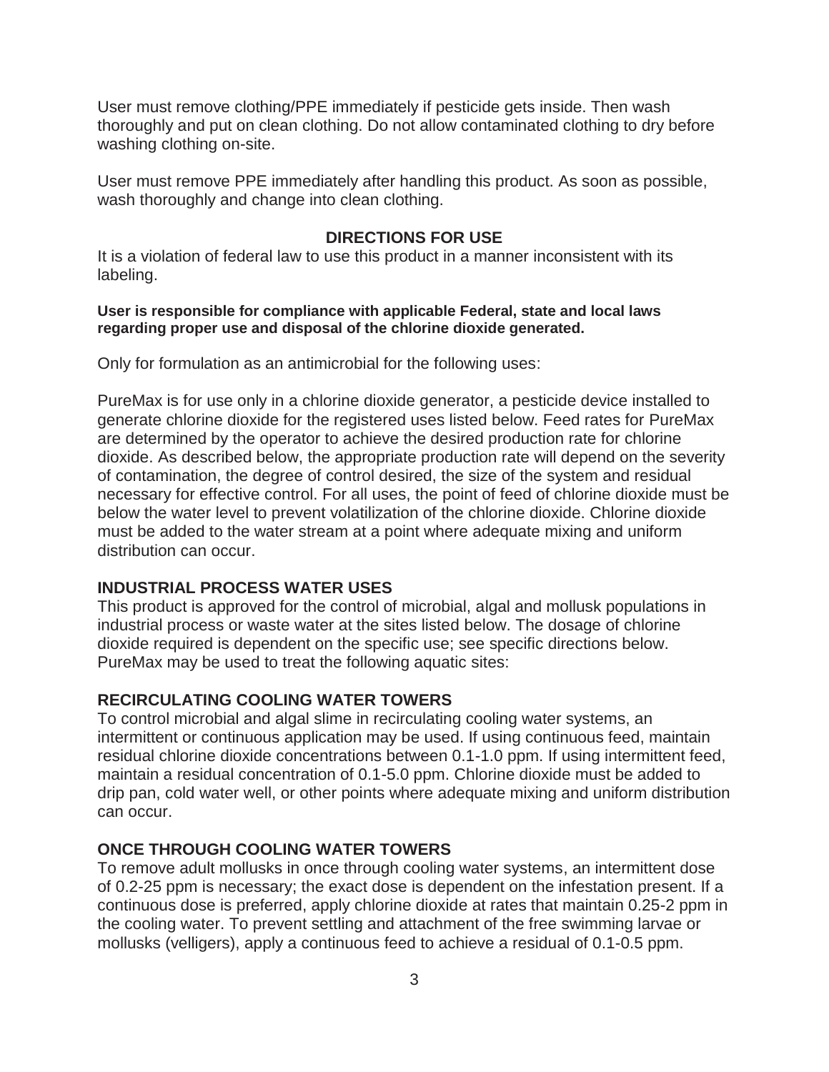User must remove clothing/PPE immediately if pesticide gets inside. Then wash thoroughly and put on clean clothing. Do not allow contaminated clothing to dry before washing clothing on-site.

User must remove PPE immediately after handling this product. As soon as possible, wash thoroughly and change into clean clothing.

## DIRECTIONS FOR USE

It is a violation of federal law to use this product in a manner inconsistent with its labeling.

**User is responsible for compliance with applicable Federal, state and local laws regarding proper use and disposal of the chlorine dioxide generated.**

Only for formulation as an antimicrobial for the following uses:

PureMax is for use only in a chlorine dioxide generator, a pesticide device installed to generate chlorine dioxide for the registered uses listed below. Feed rates for PureMax are determined by the operator to achieve the desired production rate for chlorine dioxide. As described below, the appropriate production rate will depend on the severity of contamination, the degree of control desired, the size of the system and residual necessary for effective control. For all uses, the point of feed of chlorine dioxide must be below the water level to prevent volatilization of the chlorine dioxide. Chlorine dioxide must be added to the water stream at a point where adequate mixing and uniform distribution can occur.

### INDUSTRIAL PROCESS WATER USES

This product is approved for the control of microbial, algal and mollusk populations in industrial process or waste water at the sites listed below. The dosage of chlorine dioxide required is dependent on the specific use; see specific directions below. PureMax may be used to treat the following aquatic sites:

### RECIRCULATING COOLING WATER TOWERS

To control microbial and algal slime in recirculating cooling water systems, an intermittent or continuous application may be used. If using continuous feed, maintain residual chlorine dioxide concentrations between 0.1-1.0 ppm. If using intermittent feed, maintain a residual concentration of 0.1-5.0 ppm. Chlorine dioxide must be added to drip pan, cold water well, or other points where adequate mixing and uniform distribution can occur.

### ONCE THROUGH COOLING WATER TOWERS

To remove adult mollusks in once through cooling water systems, an intermittent dose of 0.2-25 ppm is necessary; the exact dose is dependent on the infestation present. If a continuous dose is preferred, apply chlorine dioxide at rates that maintain 0.25-2 ppm in the cooling water. To prevent settling and attachment of the free swimming larvae or mollusks (velligers), apply a continuous feed to achieve a residual of 0.1-0.5 ppm.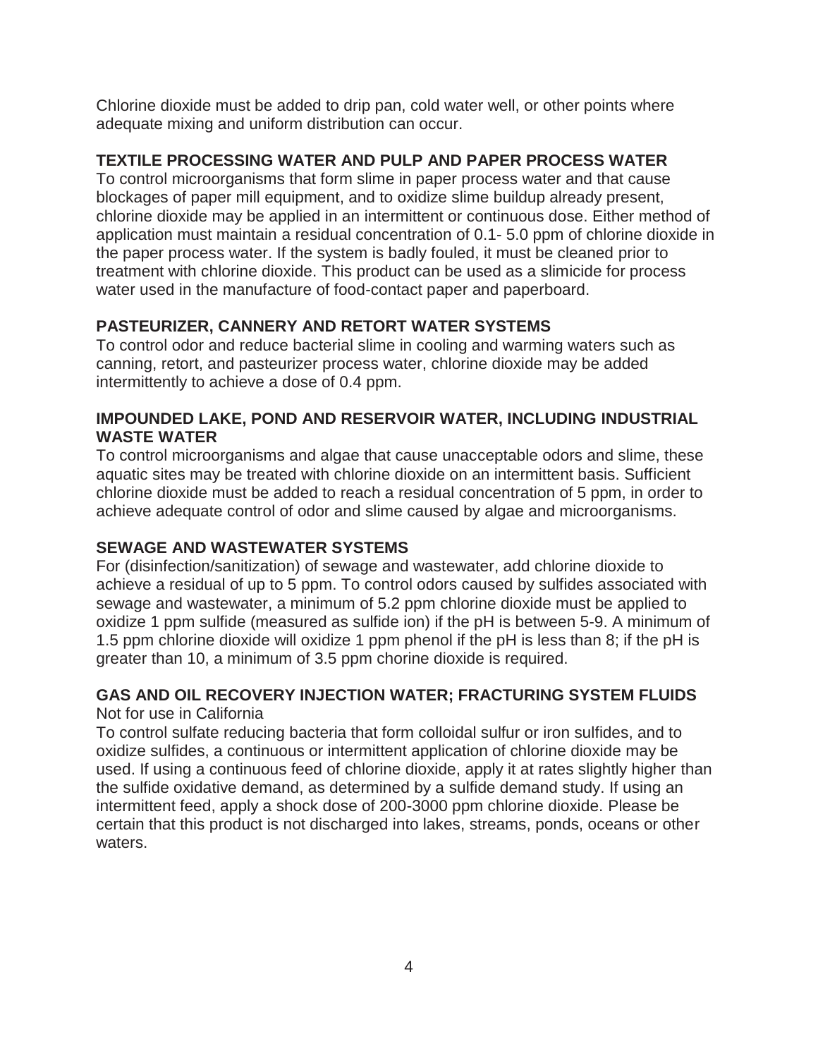Chlorine dioxide must be added to drip pan, cold water well, or other points where adequate mixing and uniform distribution can occur.

### TEXTILE PROCESSING WATER AND PULP AND PAPER PROCESS WATER

To control microorganisms that form slime in paper process water and that cause blockages of paper mill equipment, and to oxidize slime buildup already present, chlorine dioxide may be applied in an intermittent or continuous dose. Either method of application must maintain a residual concentration of 0.1- 5.0 ppm of chlorine dioxide in the paper process water. If the system is badly fouled, it must be cleaned prior to treatment with chlorine dioxide. This product can be used as a slimicide for process water used in the manufacture of food-contact paper and paperboard.

### PASTEURIZER, CANNERY AND RETORT WATER SYSTEMS

To control odor and reduce bacterial slime in cooling and warming waters such as canning, retort, and pasteurizer process water, chlorine dioxide may be added intermittently to achieve a dose of 0.4 ppm.

### IMPOUNDED LAKE, POND AND RESERVOIR WATER, INCLUDING INDUSTRIAL WASTE WATER

To control microorganisms and algae that cause unacceptable odors and slime, these aquatic sites may be treated with chlorine dioxide on an intermittent basis. Sufficient chlorine dioxide must be added to reach a residual concentration of 5 ppm, in order to achieve adequate control of odor and slime caused by algae and microorganisms.

### SEWAGE AND WASTEWATER SYSTEMS

For (disinfection/sanitization) of sewage and wastewater, add chlorine dioxide to achieve a residual of up to 5 ppm. To control odors caused by sulfides associated with sewage and wastewater, a minimum of 5.2 ppm chlorine dioxide must be applied to oxidize 1 ppm sulfide (measured as sulfide ion) if the pH is between 5-9. A minimum of 1.5 ppm chlorine dioxide will oxidize 1 ppm phenol if the pH is less than 8; if the pH is greater than 10, a minimum of 3.5 ppm chorine dioxide is required.

### GAS AND OIL RECOVERY INJECTION WATER; FRACTURING SYSTEM FLUIDS

Not for use in California

To control sulfate reducing bacteria that form colloidal sulfur or iron sulfides, and to oxidize sulfides, a continuous or intermittent application of chlorine dioxide may be used. If using a continuous feed of chlorine dioxide, apply it at rates slightly higher than the sulfide oxidative demand, as determined by a sulfide demand study. If using an intermittent feed, apply a shock dose of 200-3000 ppm chlorine dioxide. Please be certain that this product is not discharged into lakes, streams, ponds, oceans or other waters.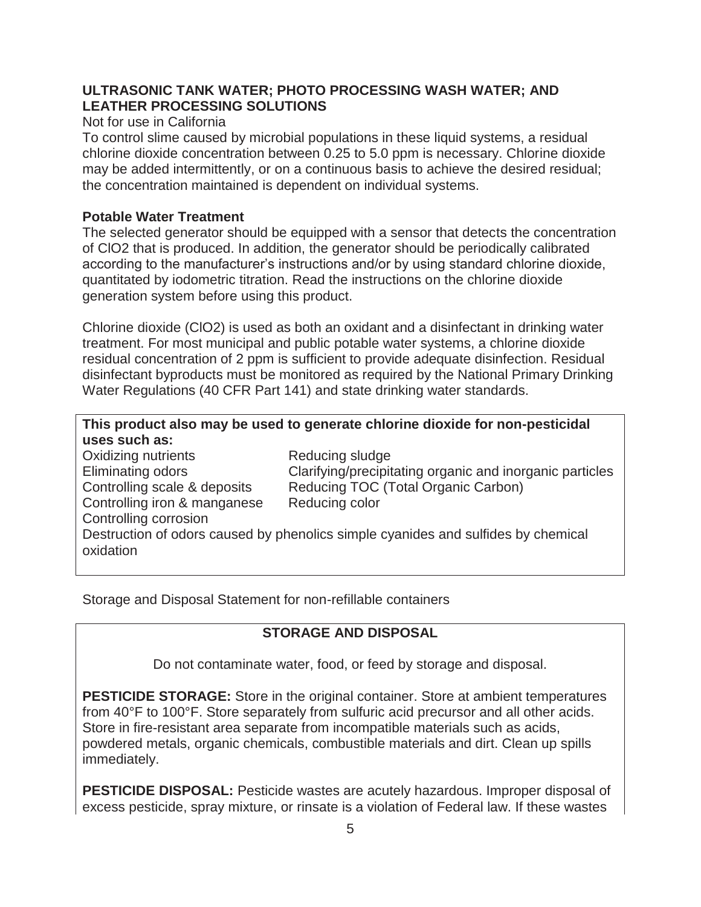### ULTRASONIC TANK WATER; PHOTO PROCESSING WASH WATER; AND LEATHER PROCESSING SOLUTIONS

Not for use in California

To control slime caused by microbial populations in these liquid systems, a residual chlorine dioxide concentration between 0.25 to 5.0 ppm is necessary. Chlorine dioxide may be added intermittently, or on a continuous basis to achieve the desired residual; the concentration maintained is dependent on individual systems.

### Potable Water Treatment

The selected generator should be equipped with a sensor that detects the concentration of $ClO_2$ that is produced. In addition, the generator should be periodically calibrated according to the manufacturer's instructions and/or by using standard chlorine dioxide, quantitated by iodometric titration. Read the instructions on the chlorine dioxide generation system before using this product.

Chlorine dioxide ($ClO_2$) is used as both an oxidant and a disinfectant in drinking water treatment. For most municipal and public potable water systems, a chlorine dioxide residual concentration of 2 ppm is sufficient to provide adequate disinfection. Residual disinfectant byproducts must be monitored as required by the National Primary Drinking Water Regulations (40 CFR Part 141) and state drinking water standards.

**This product also may be used to generate chlorine dioxide for non-pesticidal uses such as:**

| | |
|---|---|
| Oxidizing nutrients | Reducing sludge |
| Eliminating odors | Clarifying/precipitating organic and inorganic particles |
| Controlling scale & deposits | Reducing TOC (Total Organic Carbon) |
| Controlling iron & manganese | Reducing color |
| Controlling corrosion | |

Destruction of odors caused by phenolics simple cyanides and sulfides by chemical oxidation

Storage and Disposal Statement for non-refillable containers

## STORAGE AND DISPOSAL

Do not contaminate water, food, or feed by storage and disposal.

**PESTICIDE STORAGE:** Store in the original container. Store at ambient temperatures from 40°F to 100°F. Store separately from sulfuric acid precursor and all other acids. Store in fire-resistant area separate from incompatible materials such as acids, powdered metals, organic chemicals, combustible materials and dirt. Clean up spills immediately.

**PESTICIDE DISPOSAL:** Pesticide wastes are acutely hazardous. Improper disposal of excess pesticide, spray mixture, or rinsate is a violation of Federal law. If these wastes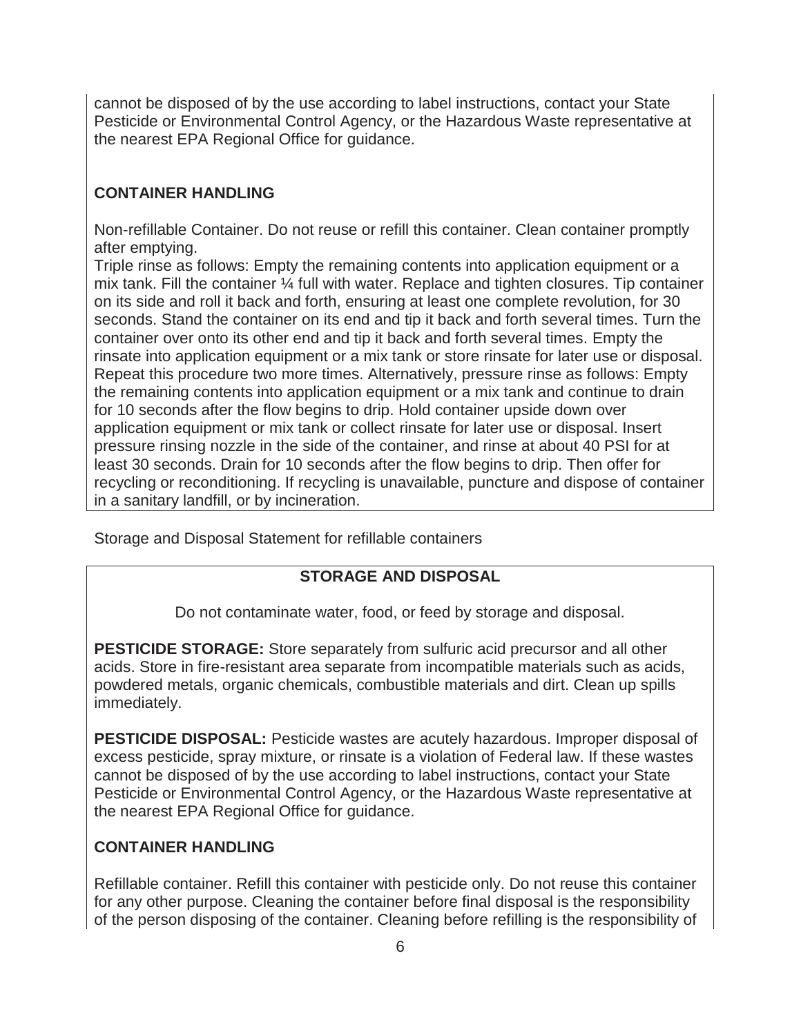cannot be disposed of by the use according to label instructions, contact your State Pesticide or Environmental Control Agency, or the Hazardous Waste representative at the nearest EPA Regional Office for guidance.

**CONTAINER HANDLING**

Non-refillable Container. Do not reuse or refill this container. Clean container promptly after emptying.
Triple rinse as follows: Empty the remaining contents into application equipment or a mix tank. Fill the container ¼ full with water. Replace and tighten closures. Tip container on its side and roll it back and forth, ensuring at least one complete revolution, for 30 seconds. Stand the container on its end and tip it back and forth several times. Turn the container over onto its other end and tip it back and forth several times. Empty the rinsate into application equipment or a mix tank or store rinsate for later use or disposal. Repeat this procedure two more times. Alternatively, pressure rinse as follows: Empty the remaining contents into application equipment or a mix tank and continue to drain for 10 seconds after the flow begins to drip. Hold container upside down over application equipment or mix tank or collect rinsate for later use or disposal. Insert pressure rinsing nozzle in the side of the container, and rinse at about 40 PSI for at least 30 seconds. Drain for 10 seconds after the flow begins to drip. Then offer for recycling or reconditioning. If recycling is unavailable, puncture and dispose of container in a sanitary landfill, or by incineration.

Storage and Disposal Statement for refillable containers

**STORAGE AND DISPOSAL**

Do not contaminate water, food, or feed by storage and disposal.

**PESTICIDE STORAGE:** Store separately from sulfuric acid precursor and all other acids. Store in fire-resistant area separate from incompatible materials such as acids, powdered metals, organic chemicals, combustible materials and dirt. Clean up spills immediately.

**PESTICIDE DISPOSAL:** Pesticide wastes are acutely hazardous. Improper disposal of excess pesticide, spray mixture, or rinsate is a violation of Federal law. If these wastes cannot be disposed of by the use according to label instructions, contact your State Pesticide or Environmental Control Agency, or the Hazardous Waste representative at the nearest EPA Regional Office for guidance.

**CONTAINER HANDLING**

Refillable container. Refill this container with pesticide only. Do not reuse this container for any other purpose. Cleaning the container before final disposal is the responsibility of the person disposing of the container. Cleaning before refilling is the responsibility of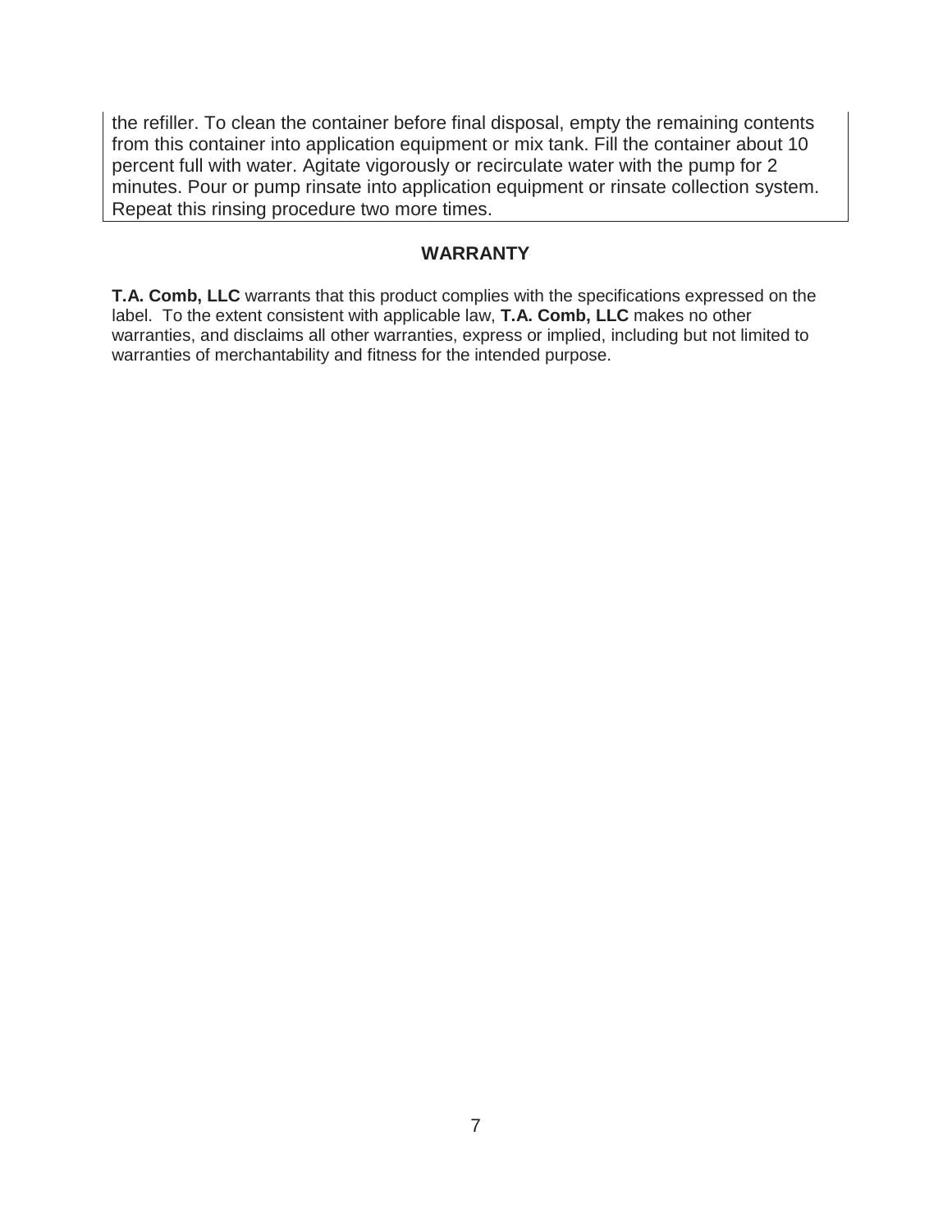the refiller. To clean the container before final disposal, empty the remaining contents from this container into application equipment or mix tank. Fill the container about 10 percent full with water. Agitate vigorously or recirculate water with the pump for 2 minutes. Pour or pump rinsate into application equipment or rinsate collection system. Repeat this rinsing procedure two more times.

## WARRANTY

**T.A. Comb, LLC** warrants that this product complies with the specifications expressed on the label. To the extent consistent with applicable law, **T.A. Comb, LLC** makes no other warranties, and disclaims all other warranties, express or implied, including but not limited to warranties of merchantability and fitness for the intended purpose.